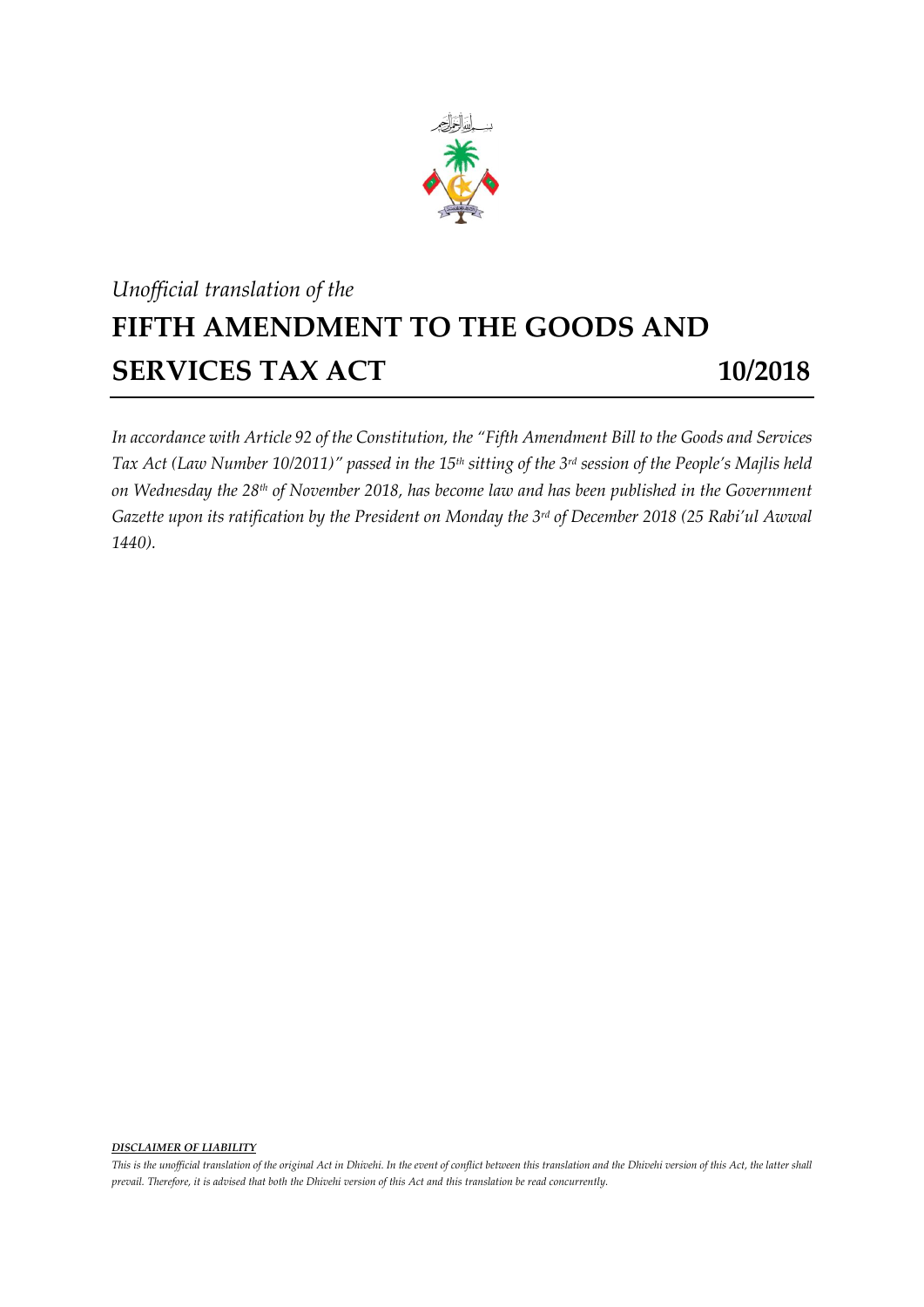*Unofficial translation of the*

# FIFTH AMENDMENT TO THE GOODS AND SERVICES TAX ACT 10/2018

*In accordance with Article 92 of the Constitution, the "Fifth Amendment Bill to the Goods and Services Tax Act (Law Number 10/2011)" passed in the 15th sitting of the 3rd session of the People's Majlis held on Wednesday the 28th of November 2018, has become law and has been published in the Government Gazette upon its ratification by the President on Monday the 3rd of December 2018 (25 Rabi'ul Awwal 1440).*

***DISCLAIMER OF LIABILITY***

*This is the unofficial translation of the original Act in Dhivehi. In the event of conflict between this translation and the Dhivehi version of this Act, the latter shall prevail. Therefore, it is advised that both the Dhivehi version of this Act and this translation be read concurrently.*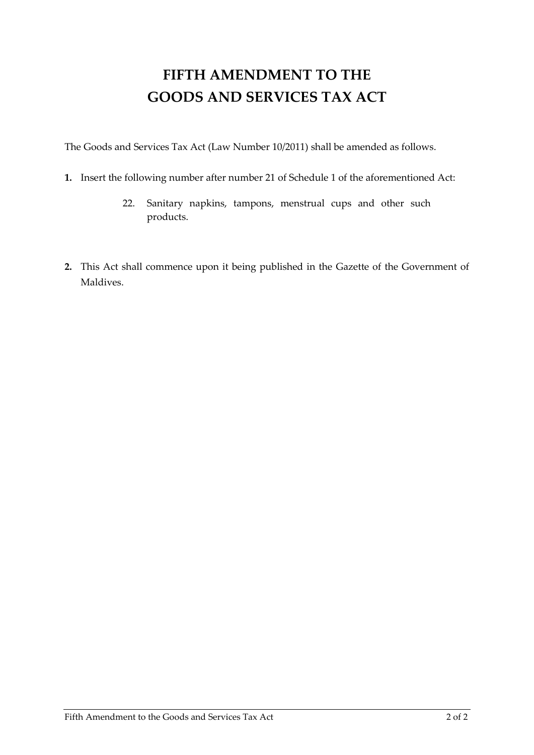# FIFTH AMENDMENT TO THE GOODS AND SERVICES TAX ACT

The Goods and Services Tax Act (Law Number 10/2011) shall be amended as follows.

**1.** Insert the following number after number 21 of Schedule 1 of the aforementioned Act:

> 22. Sanitary napkins, tampons, menstrual cups and other such products.

**2.** This Act shall commence upon it being published in the Gazette of the Government of Maldives.